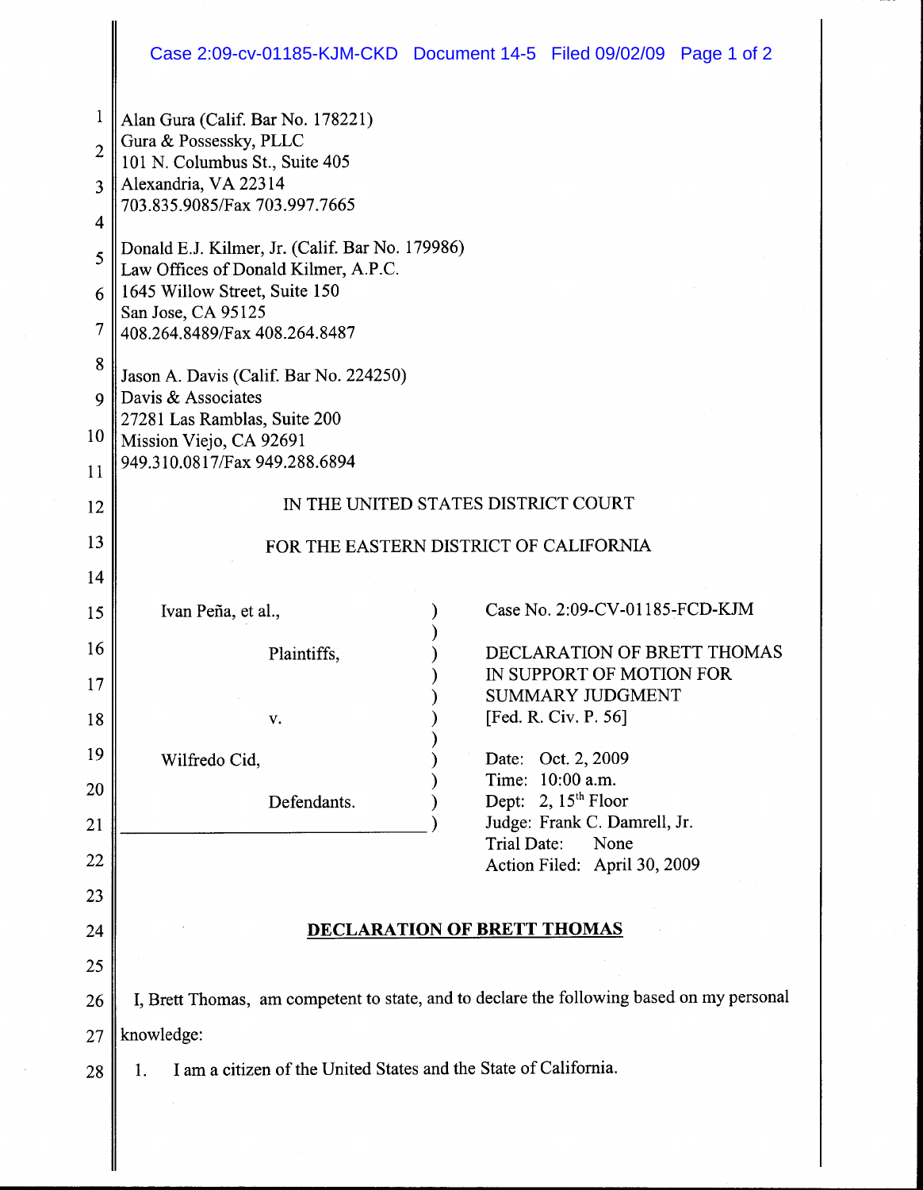Alan Gura (Calif. Bar No. 178221)
Gura & Possessky, PLLC
101 N. Columbus St., Suite 405
Alexandria, VA 22314
703.835.9085/Fax 703.997.7665

Donald E.J. Kilmer, Jr. (Calif. Bar No. 179986)
Law Offices of Donald Kilmer, A.P.C.
1645 Willow Street, Suite 150
San Jose, CA 95125
408.264.8489/Fax 408.264.8487

Jason A. Davis (Calif. Bar No. 224250)
Davis & Associates
27281 Las Ramblas, Suite 200
Mission Viejo, CA 92691
949.310.0817/Fax 949.288.6894

IN THE UNITED STATES DISTRICT COURT

FOR THE EASTERN DISTRICT OF CALIFORNIA

| | |
|---|---|
| Ivan Peña, et al., | Case No. 2:09-CV-01185-FCD-KJM |
| Plaintiffs, | DECLARATION OF BRETT THOMAS IN SUPPORT OF MOTION FOR SUMMARY JUDGMENT [Fed. R. Civ. P. 56] |
| v. | |
| Wilfredo Cid, | Date: Oct. 2, 2009<br>Time: 10:00 a.m.<br>Dept: 2, 15th Floor<br>Judge: Frank C. Damrell, Jr. |
| Defendants. | Trial Date: None<br>Action Filed: April 30, 2009 |

**DECLARATION OF BRETT THOMAS**

I, Brett Thomas, am competent to state, and to declare the following based on my personal knowledge:

1. I am a citizen of the United States and the State of California.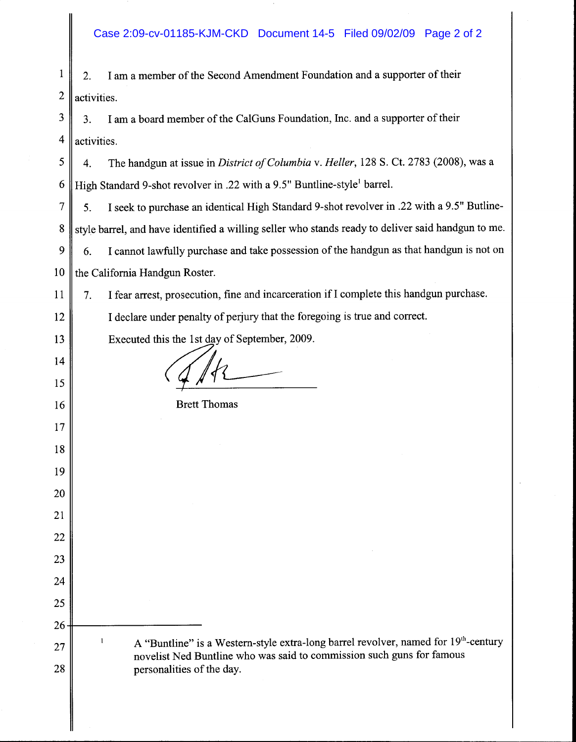2. I am a member of the Second Amendment Foundation and a supporter of their activities.

3. I am a board member of the CalGuns Foundation, Inc. and a supporter of their activities.

4. The handgun at issue in *District of Columbia* v. *Heller*, 128 S. Ct. 2783 (2008), was a High Standard 9-shot revolver in .22 with a 9.5" Buntline-style[1] barrel.

5. I seek to purchase an identical High Standard 9-shot revolver in .22 with a 9.5" Butline-style barrel, and have identified a willing seller who stands ready to deliver said handgun to me.

6. I cannot lawfully purchase and take possession of the handgun as that handgun is not on the California Handgun Roster.

7. I fear arrest, prosecution, fine and incarceration if I complete this handgun purchase.

I declare under penalty of perjury that the foregoing is true and correct.

Executed this the 1st day of September, 2009.

Brett Thomas

---

[1] A "Buntline" is a Western-style extra-long barrel revolver, named for 19th-century novelist Ned Buntline who was said to commission such guns for famous personalities of the day.